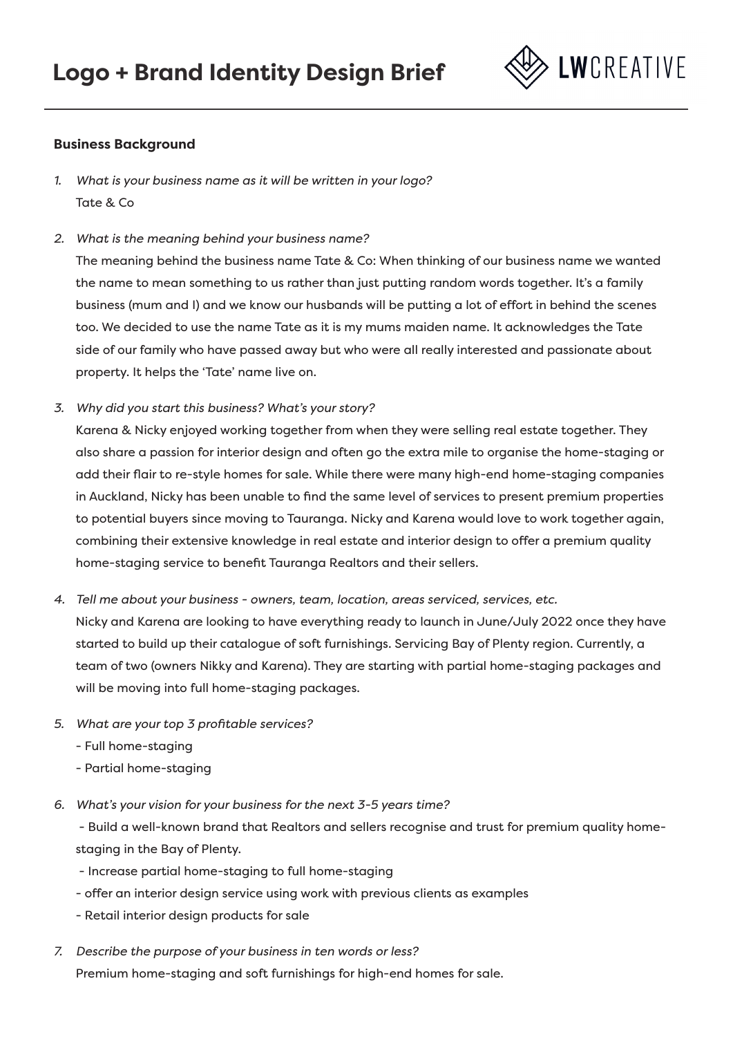# Logo + Brand Identity Design Brief

LWCREATIVE

## Business Background

1. *What is your business name as it will be written in your logo?*
   Tate & Co

2. *What is the meaning behind your business name?*
   The meaning behind the business name Tate & Co: When thinking of our business name we wanted the name to mean something to us rather than just putting random words together. It's a family business (mum and I) and we know our husbands will be putting a lot of effort in behind the scenes too. We decided to use the name Tate as it is my mums maiden name. It acknowledges the Tate side of our family who have passed away but who were all really interested and passionate about property. It helps the 'Tate' name live on.

3. *Why did you start this business? What's your story?*
   Karena & Nicky enjoyed working together from when they were selling real estate together. They also share a passion for interior design and often go the extra mile to organise the home-staging or add their flair to re-style homes for sale. While there were many high-end home-staging companies in Auckland, Nicky has been unable to find the same level of services to present premium properties to potential buyers since moving to Tauranga. Nicky and Karena would love to work together again, combining their extensive knowledge in real estate and interior design to offer a premium quality home-staging service to benefit Tauranga Realtors and their sellers.

4. *Tell me about your business - owners, team, location, areas serviced, services, etc.*
   Nicky and Karena are looking to have everything ready to launch in June/July 2022 once they have started to build up their catalogue of soft furnishings. Servicing Bay of Plenty region. Currently, a team of two (owners Nikky and Karena). They are starting with partial home-staging packages and will be moving into full home-staging packages.

5. *What are your top 3 profitable services?*
   - Full home-staging
   - Partial home-staging

6. *What's your vision for your business for the next 3-5 years time?*
   - Build a well-known brand that Realtors and sellers recognise and trust for premium quality home-staging in the Bay of Plenty.
   - Increase partial home-staging to full home-staging
   - offer an interior design service using work with previous clients as examples
   - Retail interior design products for sale

7. *Describe the purpose of your business in ten words or less?*
   Premium home-staging and soft furnishings for high-end homes for sale.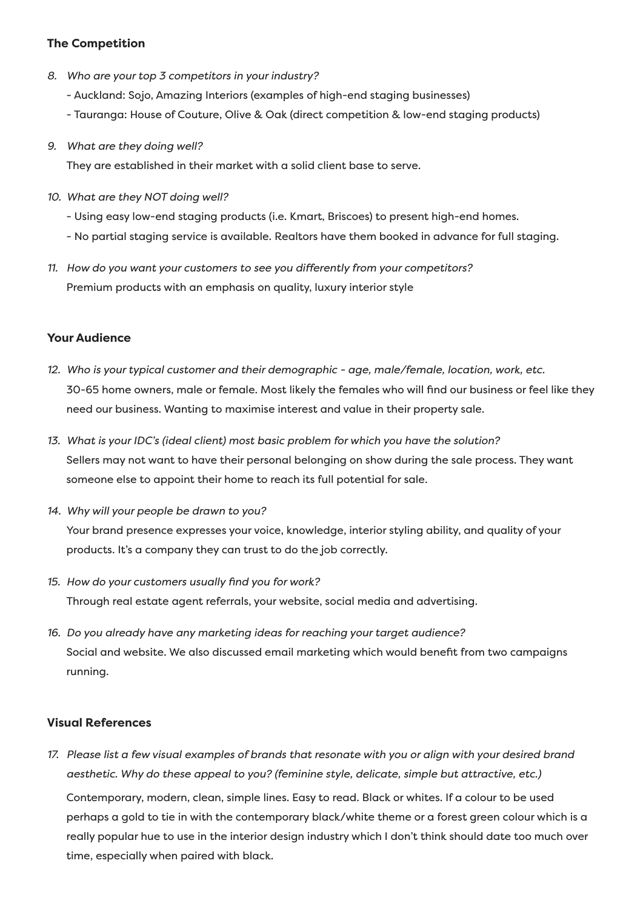### The Competition

8. *Who are your top 3 competitors in your industry?*

   - Auckland: Sojo, Amazing Interiors (examples of high-end staging businesses)
   - Tauranga: House of Couture, Olive & Oak (direct competition & low-end staging products)

9. *What are they doing well?*

   They are established in their market with a solid client base to serve.

10. *What are they NOT doing well?*

    - Using easy low-end staging products (i.e. Kmart, Briscoes) to present high-end homes.
    - No partial staging service is available. Realtors have them booked in advance for full staging.

11. *How do you want your customers to see you differently from your competitors?*

    Premium products with an emphasis on quality, luxury interior style

### Your Audience

12. *Who is your typical customer and their demographic - age, male/female, location, work, etc.*

    30-65 home owners, male or female. Most likely the females who will find our business or feel like they need our business. Wanting to maximise interest and value in their property sale.

13. *What is your IDC's (ideal client) most basic problem for which you have the solution?*

    Sellers may not want to have their personal belonging on show during the sale process. They want someone else to appoint their home to reach its full potential for sale.

14. *Why will your people be drawn to you?*

    Your brand presence expresses your voice, knowledge, interior styling ability, and quality of your products. It's a company they can trust to do the job correctly.

15. *How do your customers usually find you for work?*

    Through real estate agent referrals, your website, social media and advertising.

16. *Do you already have any marketing ideas for reaching your target audience?*

    Social and website. We also discussed email marketing which would benefit from two campaigns running.

### Visual References

17. *Please list a few visual examples of brands that resonate with you or align with your desired brand aesthetic. Why do these appeal to you? (feminine style, delicate, simple but attractive, etc.)*

    Contemporary, modern, clean, simple lines. Easy to read. Black or whites. If a colour to be used perhaps a gold to tie in with the contemporary black/white theme or a forest green colour which is a really popular hue to use in the interior design industry which I don't think should date too much over time, especially when paired with black.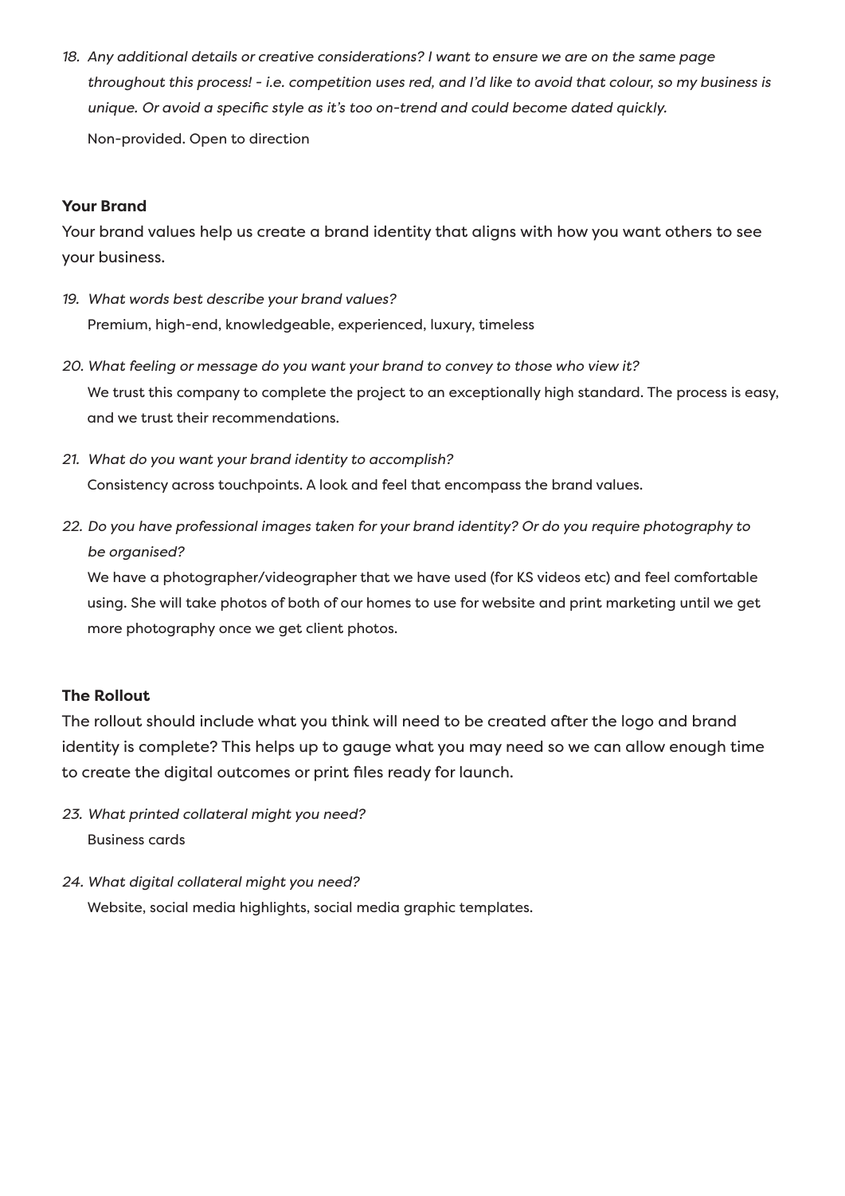18. *Any additional details or creative considerations? I want to ensure we are on the same page throughout this process! - i.e. competition uses red, and I'd like to avoid that colour, so my business is unique. Or avoid a specific style as it's too on-trend and could become dated quickly.*

    Non-provided. Open to direction

**Your Brand**

Your brand values help us create a brand identity that aligns with how you want others to see your business.

19. *What words best describe your brand values?*

    Premium, high-end, knowledgeable, experienced, luxury, timeless

20. *What feeling or message do you want your brand to convey to those who view it?*

    We trust this company to complete the project to an exceptionally high standard. The process is easy, and we trust their recommendations.

21. *What do you want your brand identity to accomplish?*

    Consistency across touchpoints. A look and feel that encompass the brand values.

22. *Do you have professional images taken for your brand identity? Or do you require photography to be organised?*

    We have a photographer/videographer that we have used (for KS videos etc) and feel comfortable using. She will take photos of both of our homes to use for website and print marketing until we get more photography once we get client photos.

**The Rollout**

The rollout should include what you think will need to be created after the logo and brand identity is complete? This helps up to gauge what you may need so we can allow enough time to create the digital outcomes or print files ready for launch.

23. *What printed collateral might you need?*

    Business cards

24. *What digital collateral might you need?*

    Website, social media highlights, social media graphic templates.